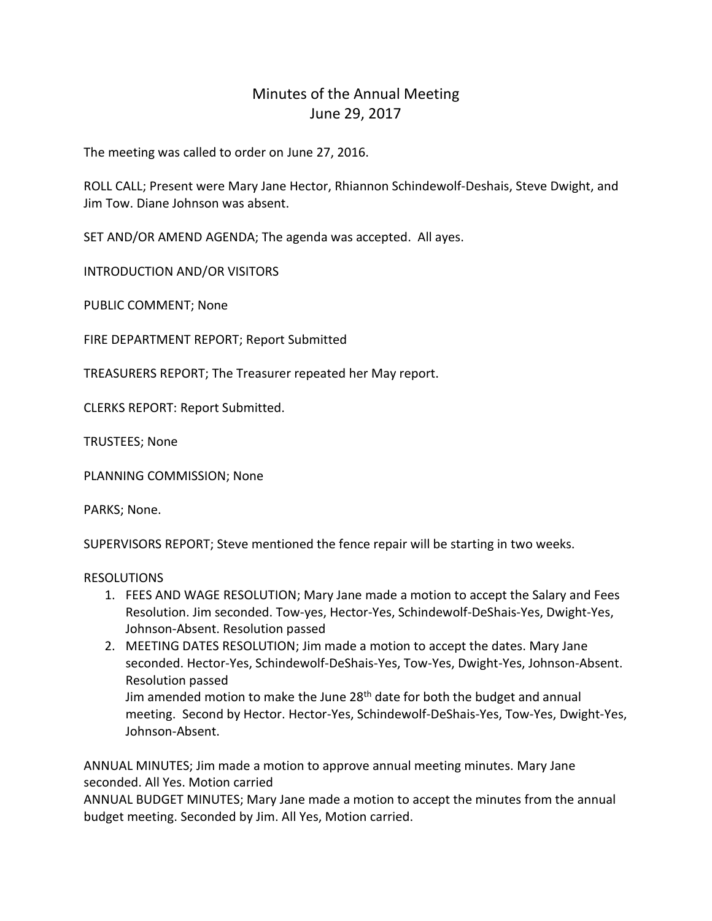# Minutes of the Annual Meeting
## June 29, 2017

The meeting was called to order on June 27, 2016.

ROLL CALL; Present were Mary Jane Hector, Rhiannon Schindewolf-Deshais, Steve Dwight, and Jim Tow. Diane Johnson was absent.

SET AND/OR AMEND AGENDA; The agenda was accepted. All ayes.

INTRODUCTION AND/OR VISITORS

PUBLIC COMMENT; None

FIRE DEPARTMENT REPORT; Report Submitted

TREASURERS REPORT; The Treasurer repeated her May report.

CLERKS REPORT: Report Submitted.

TRUSTEES; None

PLANNING COMMISSION; None

PARKS; None.

SUPERVISORS REPORT; Steve mentioned the fence repair will be starting in two weeks.

RESOLUTIONS

1. FEES AND WAGE RESOLUTION; Mary Jane made a motion to accept the Salary and Fees Resolution. Jim seconded. Tow-yes, Hector-Yes, Schindewolf-DeShais-Yes, Dwight-Yes, Johnson-Absent. Resolution passed
2. MEETING DATES RESOLUTION; Jim made a motion to accept the dates. Mary Jane seconded. Hector-Yes, Schindewolf-DeShais-Yes, Tow-Yes, Dwight-Yes, Johnson-Absent. Resolution passed
   Jim amended motion to make the June 28th date for both the budget and annual meeting. Second by Hector. Hector-Yes, Schindewolf-DeShais-Yes, Tow-Yes, Dwight-Yes, Johnson-Absent.

ANNUAL MINUTES; Jim made a motion to approve annual meeting minutes. Mary Jane seconded. All Yes. Motion carried
ANNUAL BUDGET MINUTES; Mary Jane made a motion to accept the minutes from the annual budget meeting. Seconded by Jim. All Yes, Motion carried.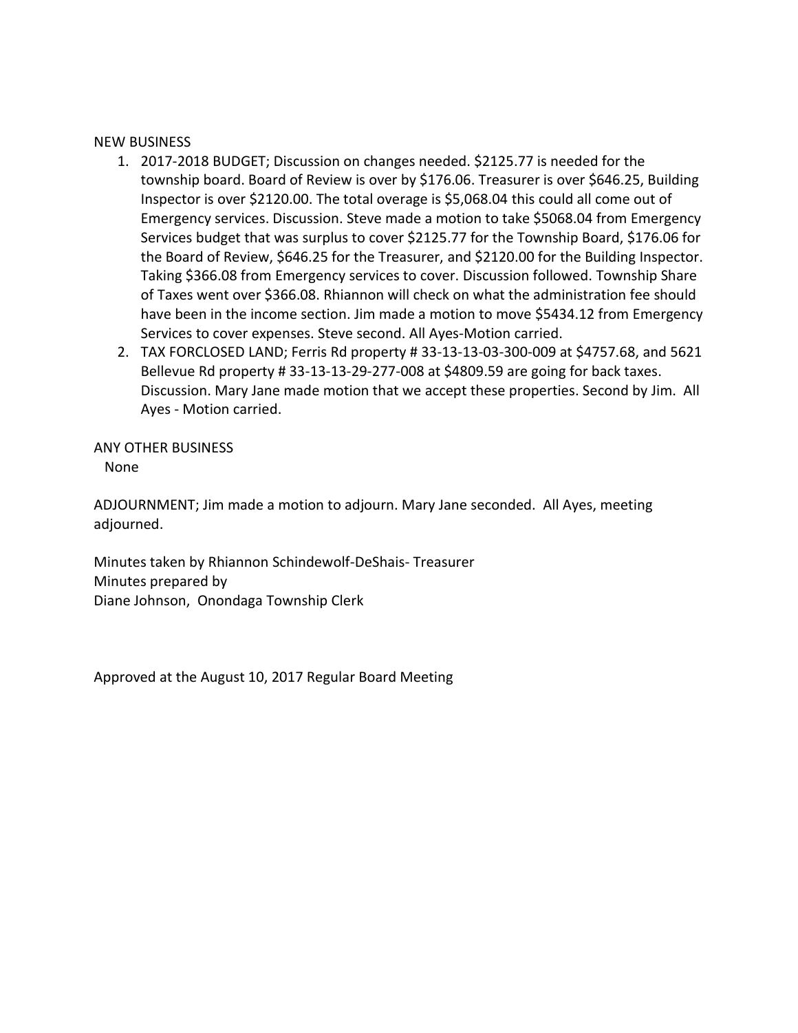NEW BUSINESS

1. 2017-2018 BUDGET; Discussion on changes needed. $2125.77 is needed for the township board. Board of Review is over by $176.06. Treasurer is over $646.25, Building Inspector is over $2120.00. The total overage is $5,068.04 this could all come out of Emergency services. Discussion. Steve made a motion to take $5068.04 from Emergency Services budget that was surplus to cover $2125.77 for the Township Board, $176.06 for the Board of Review, $646.25 for the Treasurer, and $2120.00 for the Building Inspector. Taking $366.08 from Emergency services to cover. Discussion followed. Township Share of Taxes went over $366.08. Rhiannon will check on what the administration fee should have been in the income section. Jim made a motion to move $5434.12 from Emergency Services to cover expenses. Steve second. All Ayes-Motion carried.
2. TAX FORCLOSED LAND; Ferris Rd property # 33-13-13-03-300-009 at $4757.68, and 5621 Bellevue Rd property # 33-13-13-29-277-008 at $4809.59 are going for back taxes. Discussion. Mary Jane made motion that we accept these properties. Second by Jim. All Ayes - Motion carried.

ANY OTHER BUSINESS

None

ADJOURNMENT; Jim made a motion to adjourn. Mary Jane seconded. All Ayes, meeting adjourned.

Minutes taken by Rhiannon Schindewolf-DeShais- Treasurer
Minutes prepared by
Diane Johnson, Onondaga Township Clerk

Approved at the August 10, 2017 Regular Board Meeting